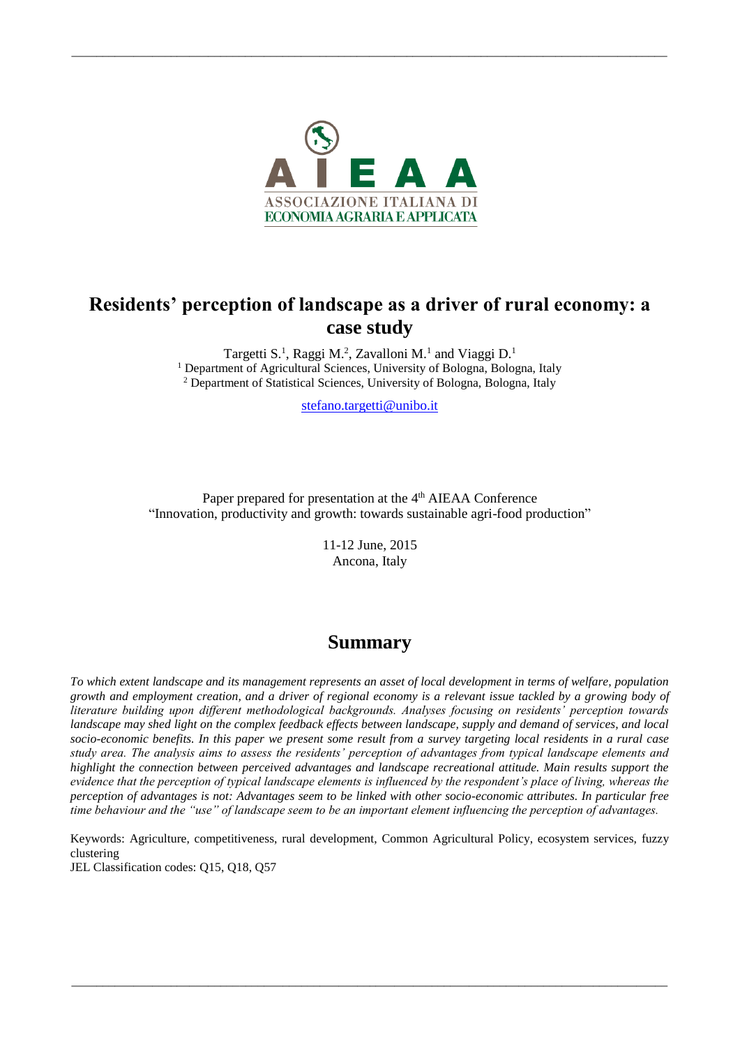# Residents' perception of landscape as a driver of rural economy: a case study

Targetti S.[1], Raggi M.[2], Zavalloni M.[1] and Viaggi D.[1]

[1] Department of Agricultural Sciences, University of Bologna, Bologna, Italy
[2] Department of Statistical Sciences, University of Bologna, Bologna, Italy

stefano.targetti@unibo.it

Paper prepared for presentation at the 4th AIEAA Conference
"Innovation, productivity and growth: towards sustainable agri-food production"

11-12 June, 2015
Ancona, Italy

## Summary

*To which extent landscape and its management represents an asset of local development in terms of welfare, population growth and employment creation, and a driver of regional economy is a relevant issue tackled by a growing body of literature building upon different methodological backgrounds. Analyses focusing on residents' perception towards landscape may shed light on the complex feedback effects between landscape, supply and demand of services, and local socio-economic benefits. In this paper we present some result from a survey targeting local residents in a rural case study area. The analysis aims to assess the residents' perception of advantages from typical landscape elements and highlight the connection between perceived advantages and landscape recreational attitude. Main results support the evidence that the perception of typical landscape elements is influenced by the respondent's place of living, whereas the perception of advantages is not: Advantages seem to be linked with other socio-economic attributes. In particular free time behaviour and the "use" of landscape seem to be an important element influencing the perception of advantages.*

Keywords: Agriculture, competitiveness, rural development, Common Agricultural Policy, ecosystem services, fuzzy clustering

JEL Classification codes: Q15, Q18, Q57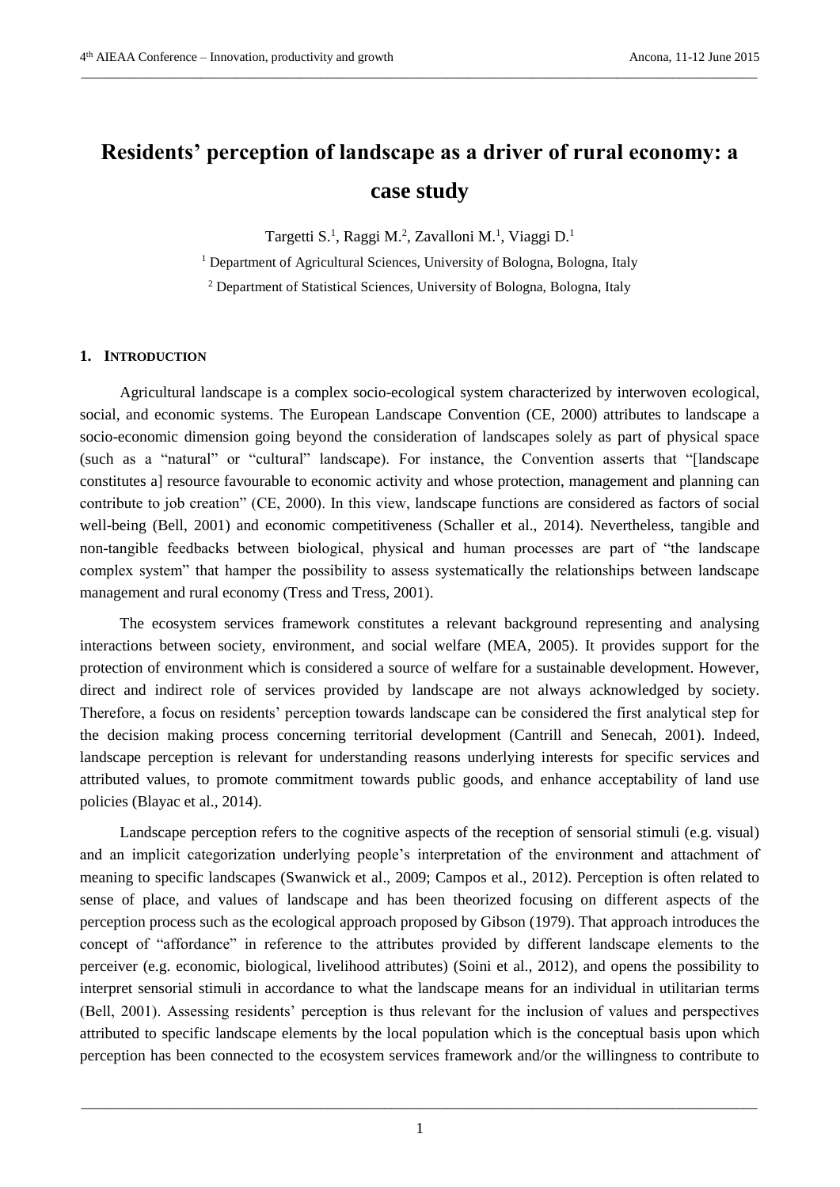# Residents' perception of landscape as a driver of rural economy: a case study

Targetti S.[1], Raggi M.[2], Zavalloni M.[1], Viaggi D.[1]

[1] Department of Agricultural Sciences, University of Bologna, Bologna, Italy

[2] Department of Statistical Sciences, University of Bologna, Bologna, Italy

## 1. Introduction

Agricultural landscape is a complex socio-ecological system characterized by interwoven ecological, social, and economic systems. The European Landscape Convention (CE, 2000) attributes to landscape a socio-economic dimension going beyond the consideration of landscapes solely as part of physical space (such as a "natural" or "cultural" landscape). For instance, the Convention asserts that "[landscape constitutes a] resource favourable to economic activity and whose protection, management and planning can contribute to job creation" (CE, 2000). In this view, landscape functions are considered as factors of social well-being (Bell, 2001) and economic competitiveness (Schaller et al., 2014). Nevertheless, tangible and non-tangible feedbacks between biological, physical and human processes are part of "the landscape complex system" that hamper the possibility to assess systematically the relationships between landscape management and rural economy (Tress and Tress, 2001).

The ecosystem services framework constitutes a relevant background representing and analysing interactions between society, environment, and social welfare (MEA, 2005). It provides support for the protection of environment which is considered a source of welfare for a sustainable development. However, direct and indirect role of services provided by landscape are not always acknowledged by society. Therefore, a focus on residents' perception towards landscape can be considered the first analytical step for the decision making process concerning territorial development (Cantrill and Senecah, 2001). Indeed, landscape perception is relevant for understanding reasons underlying interests for specific services and attributed values, to promote commitment towards public goods, and enhance acceptability of land use policies (Blayac et al., 2014).

Landscape perception refers to the cognitive aspects of the reception of sensorial stimuli (e.g. visual) and an implicit categorization underlying people's interpretation of the environment and attachment of meaning to specific landscapes (Swanwick et al., 2009; Campos et al., 2012). Perception is often related to sense of place, and values of landscape and has been theorized focusing on different aspects of the perception process such as the ecological approach proposed by Gibson (1979). That approach introduces the concept of "affordance" in reference to the attributes provided by different landscape elements to the perceiver (e.g. economic, biological, livelihood attributes) (Soini et al., 2012), and opens the possibility to interpret sensorial stimuli in accordance to what the landscape means for an individual in utilitarian terms (Bell, 2001). Assessing residents' perception is thus relevant for the inclusion of values and perspectives attributed to specific landscape elements by the local population which is the conceptual basis upon which perception has been connected to the ecosystem services framework and/or the willingness to contribute to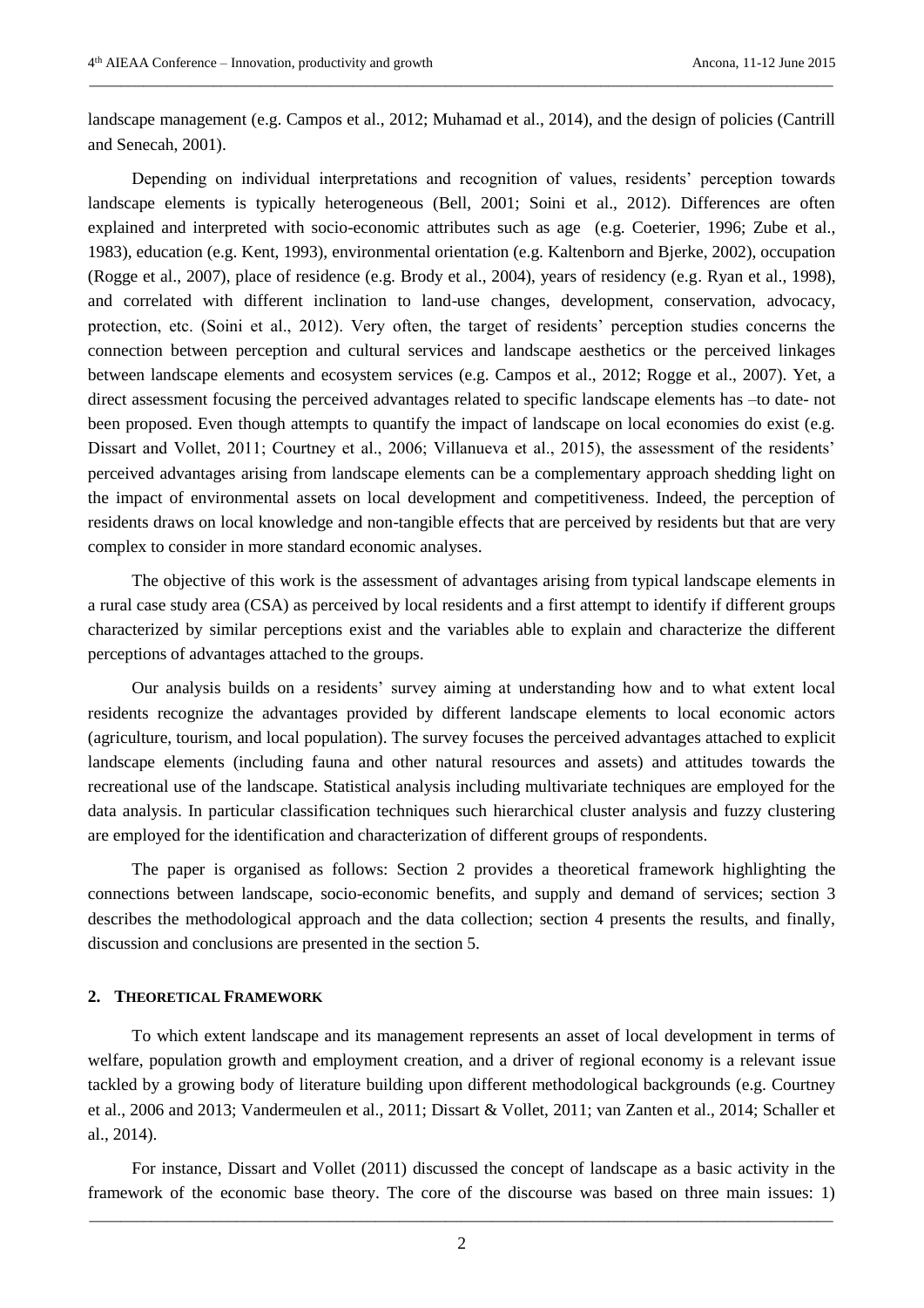landscape management (e.g. Campos et al., 2012; Muhamad et al., 2014), and the design of policies (Cantrill and Senecah, 2001).

Depending on individual interpretations and recognition of values, residents' perception towards landscape elements is typically heterogeneous (Bell, 2001; Soini et al., 2012). Differences are often explained and interpreted with socio-economic attributes such as age (e.g. Coeterier, 1996; Zube et al., 1983), education (e.g. Kent, 1993), environmental orientation (e.g. Kaltenborn and Bjerke, 2002), occupation (Rogge et al., 2007), place of residence (e.g. Brody et al., 2004), years of residency (e.g. Ryan et al., 1998), and correlated with different inclination to land-use changes, development, conservation, advocacy, protection, etc. (Soini et al., 2012). Very often, the target of residents' perception studies concerns the connection between perception and cultural services and landscape aesthetics or the perceived linkages between landscape elements and ecosystem services (e.g. Campos et al., 2012; Rogge et al., 2007). Yet, a direct assessment focusing the perceived advantages related to specific landscape elements has –to date- not been proposed. Even though attempts to quantify the impact of landscape on local economies do exist (e.g. Dissart and Vollet, 2011; Courtney et al., 2006; Villanueva et al., 2015), the assessment of the residents' perceived advantages arising from landscape elements can be a complementary approach shedding light on the impact of environmental assets on local development and competitiveness. Indeed, the perception of residents draws on local knowledge and non-tangible effects that are perceived by residents but that are very complex to consider in more standard economic analyses.

The objective of this work is the assessment of advantages arising from typical landscape elements in a rural case study area (CSA) as perceived by local residents and a first attempt to identify if different groups characterized by similar perceptions exist and the variables able to explain and characterize the different perceptions of advantages attached to the groups.

Our analysis builds on a residents' survey aiming at understanding how and to what extent local residents recognize the advantages provided by different landscape elements to local economic actors (agriculture, tourism, and local population). The survey focuses the perceived advantages attached to explicit landscape elements (including fauna and other natural resources and assets) and attitudes towards the recreational use of the landscape. Statistical analysis including multivariate techniques are employed for the data analysis. In particular classification techniques such hierarchical cluster analysis and fuzzy clustering are employed for the identification and characterization of different groups of respondents.

The paper is organised as follows: Section 2 provides a theoretical framework highlighting the connections between landscape, socio-economic benefits, and supply and demand of services; section 3 describes the methodological approach and the data collection; section 4 presents the results, and finally, discussion and conclusions are presented in the section 5.

## 2. THEORETICAL FRAMEWORK

To which extent landscape and its management represents an asset of local development in terms of welfare, population growth and employment creation, and a driver of regional economy is a relevant issue tackled by a growing body of literature building upon different methodological backgrounds (e.g. Courtney et al., 2006 and 2013; Vandermeulen et al., 2011; Dissart & Vollet, 2011; van Zanten et al., 2014; Schaller et al., 2014).

For instance, Dissart and Vollet (2011) discussed the concept of landscape as a basic activity in the framework of the economic base theory. The core of the discourse was based on three main issues: 1)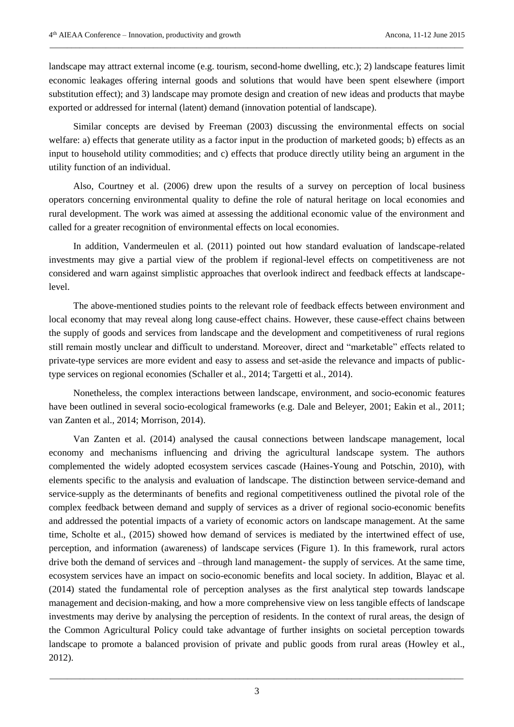landscape may attract external income (e.g. tourism, second-home dwelling, etc.); 2) landscape features limit economic leakages offering internal goods and solutions that would have been spent elsewhere (import substitution effect); and 3) landscape may promote design and creation of new ideas and products that maybe exported or addressed for internal (latent) demand (innovation potential of landscape).

Similar concepts are devised by Freeman (2003) discussing the environmental effects on social welfare: a) effects that generate utility as a factor input in the production of marketed goods; b) effects as an input to household utility commodities; and c) effects that produce directly utility being an argument in the utility function of an individual.

Also, Courtney et al. (2006) drew upon the results of a survey on perception of local business operators concerning environmental quality to define the role of natural heritage on local economies and rural development. The work was aimed at assessing the additional economic value of the environment and called for a greater recognition of environmental effects on local economies.

In addition, Vandermeulen et al. (2011) pointed out how standard evaluation of landscape-related investments may give a partial view of the problem if regional-level effects on competitiveness are not considered and warn against simplistic approaches that overlook indirect and feedback effects at landscape-level.

The above-mentioned studies points to the relevant role of feedback effects between environment and local economy that may reveal along long cause-effect chains. However, these cause-effect chains between the supply of goods and services from landscape and the development and competitiveness of rural regions still remain mostly unclear and difficult to understand. Moreover, direct and "marketable" effects related to private-type services are more evident and easy to assess and set-aside the relevance and impacts of public-type services on regional economies (Schaller et al., 2014; Targetti et al., 2014).

Nonetheless, the complex interactions between landscape, environment, and socio-economic features have been outlined in several socio-ecological frameworks (e.g. Dale and Beleyer, 2001; Eakin et al., 2011; van Zanten et al., 2014; Morrison, 2014).

Van Zanten et al. (2014) analysed the causal connections between landscape management, local economy and mechanisms influencing and driving the agricultural landscape system. The authors complemented the widely adopted ecosystem services cascade (Haines-Young and Potschin, 2010), with elements specific to the analysis and evaluation of landscape. The distinction between service-demand and service-supply as the determinants of benefits and regional competitiveness outlined the pivotal role of the complex feedback between demand and supply of services as a driver of regional socio-economic benefits and addressed the potential impacts of a variety of economic actors on landscape management. At the same time, Scholte et al., (2015) showed how demand of services is mediated by the intertwined effect of use, perception, and information (awareness) of landscape services (Figure 1). In this framework, rural actors drive both the demand of services and –through land management- the supply of services. At the same time, ecosystem services have an impact on socio-economic benefits and local society. In addition, Blayac et al. (2014) stated the fundamental role of perception analyses as the first analytical step towards landscape management and decision-making, and how a more comprehensive view on less tangible effects of landscape investments may derive by analysing the perception of residents. In the context of rural areas, the design of the Common Agricultural Policy could take advantage of further insights on societal perception towards landscape to promote a balanced provision of private and public goods from rural areas (Howley et al., 2012).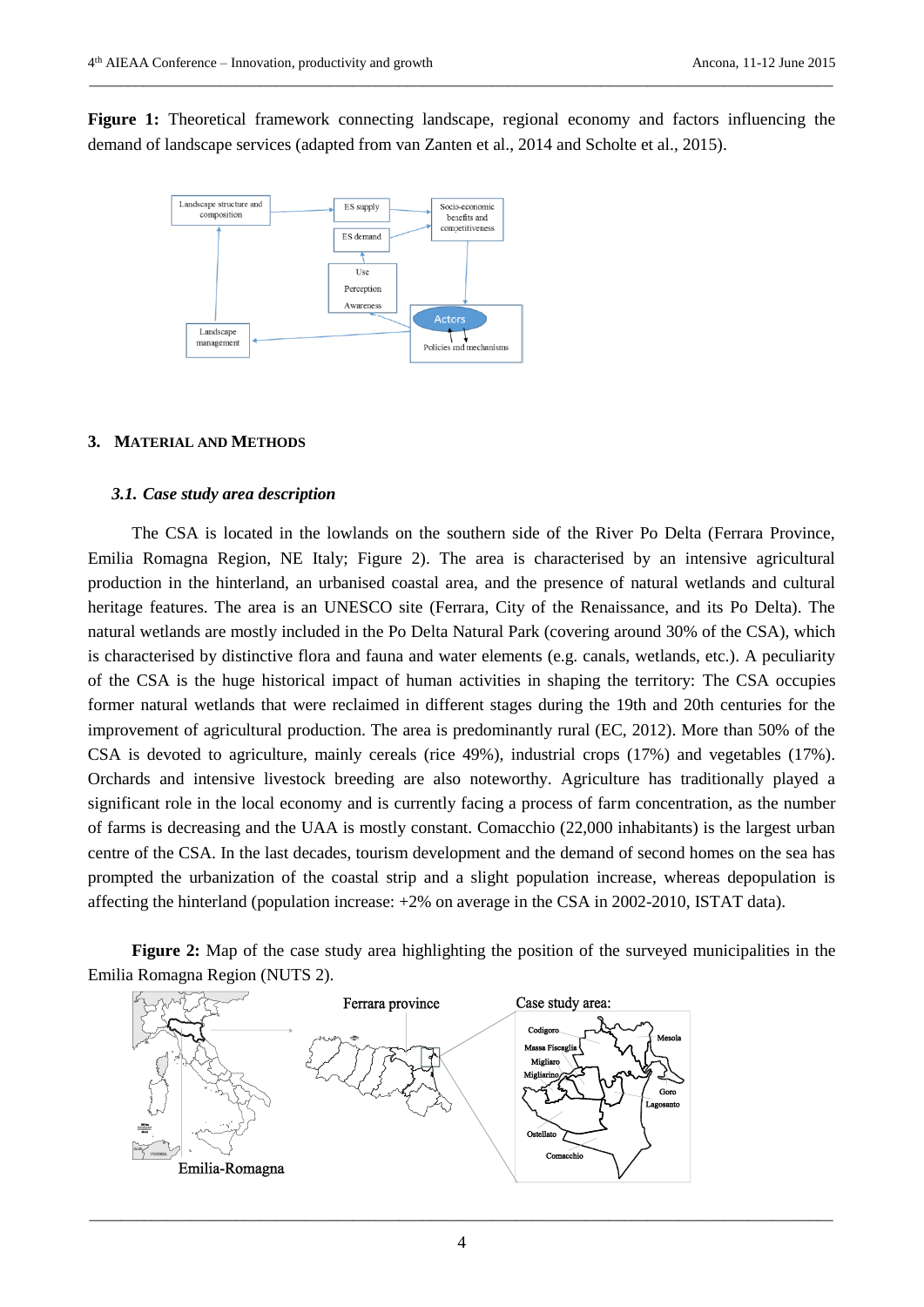**Figure 1:** Theoretical framework connecting landscape, regional economy and factors influencing the demand of landscape services (adapted from van Zanten et al., 2014 and Scholte et al., 2015).

## 3. Material and Methods

### *3.1. Case study area description*

The CSA is located in the lowlands on the southern side of the River Po Delta (Ferrara Province, Emilia Romagna Region, NE Italy; Figure 2). The area is characterised by an intensive agricultural production in the hinterland, an urbanised coastal area, and the presence of natural wetlands and cultural heritage features. The area is an UNESCO site (Ferrara, City of the Renaissance, and its Po Delta). The natural wetlands are mostly included in the Po Delta Natural Park (covering around 30% of the CSA), which is characterised by distinctive flora and fauna and water elements (e.g. canals, wetlands, etc.). A peculiarity of the CSA is the huge historical impact of human activities in shaping the territory: The CSA occupies former natural wetlands that were reclaimed in different stages during the 19th and 20th centuries for the improvement of agricultural production. The area is predominantly rural (EC, 2012). More than 50% of the CSA is devoted to agriculture, mainly cereals (rice 49%), industrial crops (17%) and vegetables (17%). Orchards and intensive livestock breeding are also noteworthy. Agriculture has traditionally played a significant role in the local economy and is currently facing a process of farm concentration, as the number of farms is decreasing and the UAA is mostly constant. Comacchio (22,000 inhabitants) is the largest urban centre of the CSA. In the last decades, tourism development and the demand of second homes on the sea has prompted the urbanization of the coastal strip and a slight population increase, whereas depopulation is affecting the hinterland (population increase: +2% on average in the CSA in 2002-2010, ISTAT data).

**Figure 2:** Map of the case study area highlighting the position of the surveyed municipalities in the Emilia Romagna Region (NUTS 2).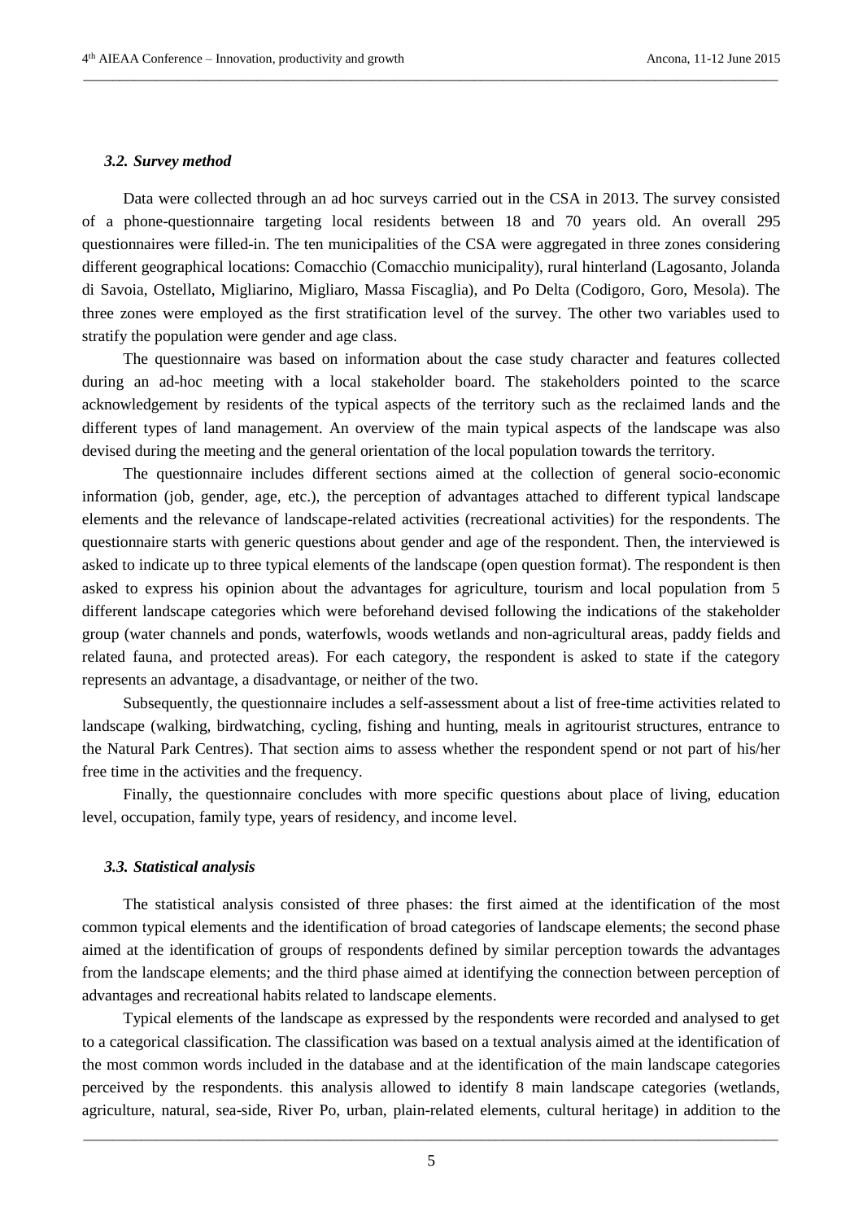### *3.2. Survey method*

Data were collected through an ad hoc surveys carried out in the CSA in 2013. The survey consisted of a phone-questionnaire targeting local residents between 18 and 70 years old. An overall 295 questionnaires were filled-in. The ten municipalities of the CSA were aggregated in three zones considering different geographical locations: Comacchio (Comacchio municipality), rural hinterland (Lagosanto, Jolanda di Savoia, Ostellato, Migliarino, Migliaro, Massa Fiscaglia), and Po Delta (Codigoro, Goro, Mesola). The three zones were employed as the first stratification level of the survey. The other two variables used to stratify the population were gender and age class.

The questionnaire was based on information about the case study character and features collected during an ad-hoc meeting with a local stakeholder board. The stakeholders pointed to the scarce acknowledgement by residents of the typical aspects of the territory such as the reclaimed lands and the different types of land management. An overview of the main typical aspects of the landscape was also devised during the meeting and the general orientation of the local population towards the territory.

The questionnaire includes different sections aimed at the collection of general socio-economic information (job, gender, age, etc.), the perception of advantages attached to different typical landscape elements and the relevance of landscape-related activities (recreational activities) for the respondents. The questionnaire starts with generic questions about gender and age of the respondent. Then, the interviewed is asked to indicate up to three typical elements of the landscape (open question format). The respondent is then asked to express his opinion about the advantages for agriculture, tourism and local population from 5 different landscape categories which were beforehand devised following the indications of the stakeholder group (water channels and ponds, waterfowls, woods wetlands and non-agricultural areas, paddy fields and related fauna, and protected areas). For each category, the respondent is asked to state if the category represents an advantage, a disadvantage, or neither of the two.

Subsequently, the questionnaire includes a self-assessment about a list of free-time activities related to landscape (walking, birdwatching, cycling, fishing and hunting, meals in agritourist structures, entrance to the Natural Park Centres). That section aims to assess whether the respondent spend or not part of his/her free time in the activities and the frequency.

Finally, the questionnaire concludes with more specific questions about place of living, education level, occupation, family type, years of residency, and income level.

### *3.3. Statistical analysis*

The statistical analysis consisted of three phases: the first aimed at the identification of the most common typical elements and the identification of broad categories of landscape elements; the second phase aimed at the identification of groups of respondents defined by similar perception towards the advantages from the landscape elements; and the third phase aimed at identifying the connection between perception of advantages and recreational habits related to landscape elements.

Typical elements of the landscape as expressed by the respondents were recorded and analysed to get to a categorical classification. The classification was based on a textual analysis aimed at the identification of the most common words included in the database and at the identification of the main landscape categories perceived by the respondents. this analysis allowed to identify 8 main landscape categories (wetlands, agriculture, natural, sea-side, River Po, urban, plain-related elements, cultural heritage) in addition to the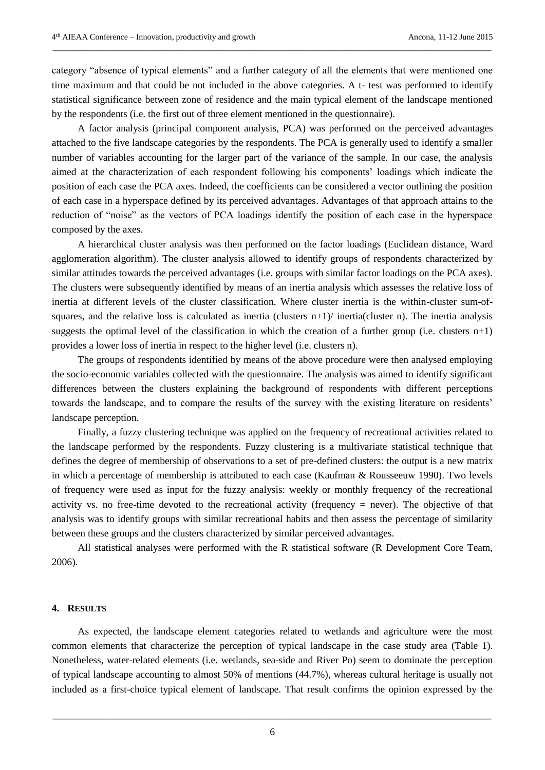category "absence of typical elements" and a further category of all the elements that were mentioned one time maximum and that could be not included in the above categories. A t- test was performed to identify statistical significance between zone of residence and the main typical element of the landscape mentioned by the respondents (i.e. the first out of three element mentioned in the questionnaire).

A factor analysis (principal component analysis, PCA) was performed on the perceived advantages attached to the five landscape categories by the respondents. The PCA is generally used to identify a smaller number of variables accounting for the larger part of the variance of the sample. In our case, the analysis aimed at the characterization of each respondent following his components' loadings which indicate the position of each case the PCA axes. Indeed, the coefficients can be considered a vector outlining the position of each case in a hyperspace defined by its perceived advantages. Advantages of that approach attains to the reduction of "noise" as the vectors of PCA loadings identify the position of each case in the hyperspace composed by the axes.

A hierarchical cluster analysis was then performed on the factor loadings (Euclidean distance, Ward agglomeration algorithm). The cluster analysis allowed to identify groups of respondents characterized by similar attitudes towards the perceived advantages (i.e. groups with similar factor loadings on the PCA axes). The clusters were subsequently identified by means of an inertia analysis which assesses the relative loss of inertia at different levels of the cluster classification. Where cluster inertia is the within-cluster sum-of-squares, and the relative loss is calculated as inertia (clusters n+1)/ inertia(cluster n). The inertia analysis suggests the optimal level of the classification in which the creation of a further group (i.e. clusters n+1) provides a lower loss of inertia in respect to the higher level (i.e. clusters n).

The groups of respondents identified by means of the above procedure were then analysed employing the socio-economic variables collected with the questionnaire. The analysis was aimed to identify significant differences between the clusters explaining the background of respondents with different perceptions towards the landscape, and to compare the results of the survey with the existing literature on residents' landscape perception.

Finally, a fuzzy clustering technique was applied on the frequency of recreational activities related to the landscape performed by the respondents. Fuzzy clustering is a multivariate statistical technique that defines the degree of membership of observations to a set of pre-defined clusters: the output is a new matrix in which a percentage of membership is attributed to each case (Kaufman & Rousseeuw 1990). Two levels of frequency were used as input for the fuzzy analysis: weekly or monthly frequency of the recreational activity vs. no free-time devoted to the recreational activity (frequency = never). The objective of that analysis was to identify groups with similar recreational habits and then assess the percentage of similarity between these groups and the clusters characterized by similar perceived advantages.

All statistical analyses were performed with the R statistical software (R Development Core Team, 2006).

## 4. RESULTS

As expected, the landscape element categories related to wetlands and agriculture were the most common elements that characterize the perception of typical landscape in the case study area (Table 1). Nonetheless, water-related elements (i.e. wetlands, sea-side and River Po) seem to dominate the perception of typical landscape accounting to almost 50% of mentions (44.7%), whereas cultural heritage is usually not included as a first-choice typical element of landscape. That result confirms the opinion expressed by the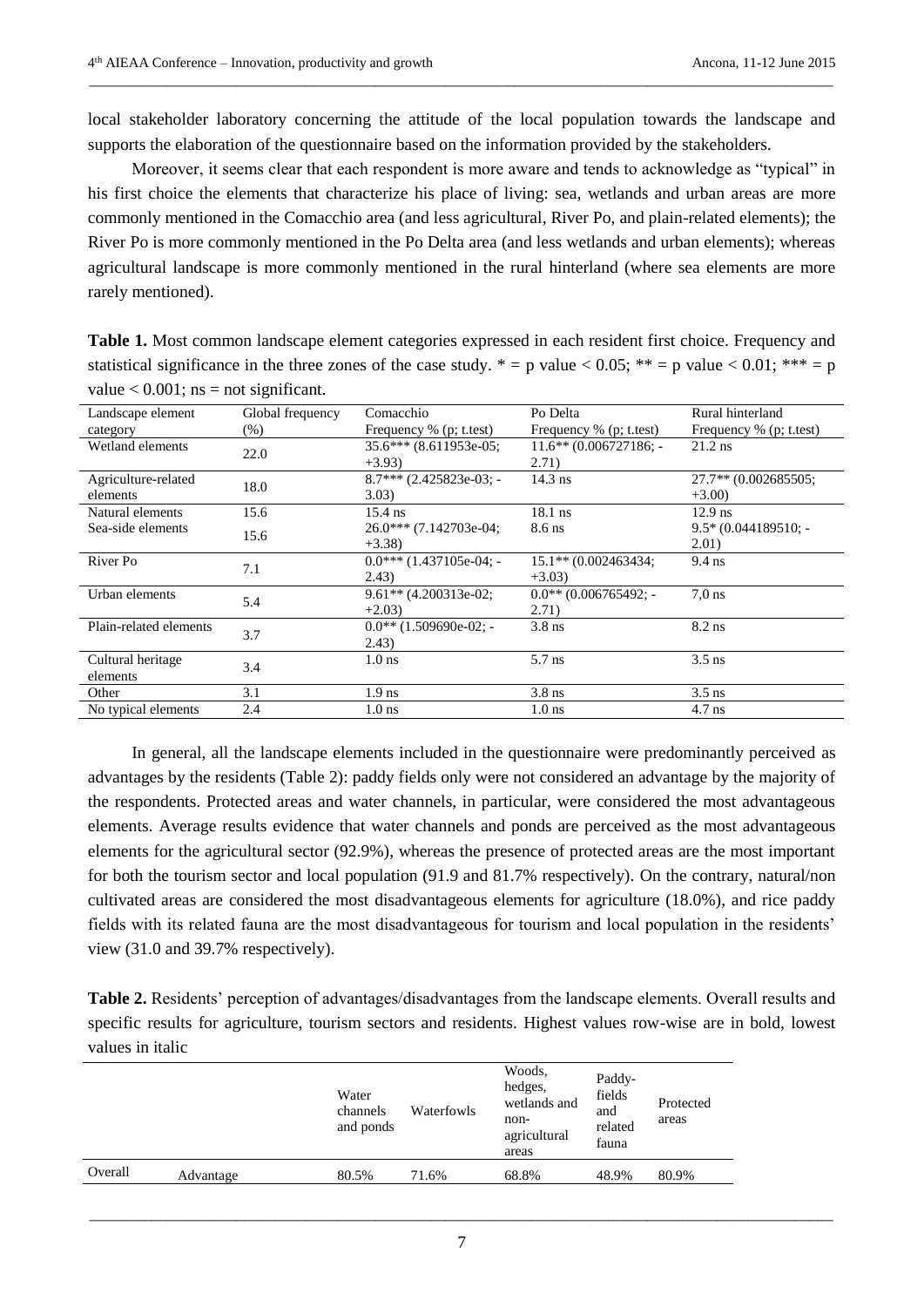local stakeholder laboratory concerning the attitude of the local population towards the landscape and supports the elaboration of the questionnaire based on the information provided by the stakeholders.

Moreover, it seems clear that each respondent is more aware and tends to acknowledge as "typical" in his first choice the elements that characterize his place of living: sea, wetlands and urban areas are more commonly mentioned in the Comacchio area (and less agricultural, River Po, and plain-related elements); the River Po is more commonly mentioned in the Po Delta area (and less wetlands and urban elements); whereas agricultural landscape is more commonly mentioned in the rural hinterland (where sea elements are more rarely mentioned).

**Table 1.** Most common landscape element categories expressed in each resident first choice. Frequency and statistical significance in the three zones of the case study. * = p value < 0.05; ** = p value < 0.01; *** = p value < 0.001; ns = not significant.

| Landscape element category | Global frequency (%) | Comacchio Frequency % (p; t.test) | Po Delta Frequency % (p; t.test) | Rural hinterland Frequency % (p; t.test) |
|---|---|---|---|---|
| Wetland elements | 22.0 | 35.6*** (8.611953e-05; +3.93) | 11.6** (0.006727186; -2.71) | 21.2 ns |
| Agriculture-related elements | 18.0 | 8.7*** (2.425823e-03; -3.03) | 14.3 ns | 27.7** (0.002685505; +3.00) |
| Natural elements | 15.6 | 15.4 ns | 18.1 ns | 12.9 ns |
| Sea-side elements | 15.6 | 26.0*** (7.142703e-04; +3.38) | 8.6 ns | 9.5* (0.044189510; -2.01) |
| River Po | 7.1 | 0.0*** (1.437105e-04; -2.43) | 15.1** (0.002463434; +3.03) | 9.4 ns |
| Urban elements | 5.4 | 9.61** (4.200313e-02; +2.03) | 0.0** (0.006765492; -2.71) | 7,0 ns |
| Plain-related elements | 3.7 | 0.0** (1.509690e-02; -2.43) | 3.8 ns | 8.2 ns |
| Cultural heritage elements | 3.4 | 1.0 ns | 5.7 ns | 3.5 ns |
| Other | 3.1 | 1.9 ns | 3.8 ns | 3.5 ns |
| No typical elements | 2.4 | 1.0 ns | 1.0 ns | 4.7 ns |

In general, all the landscape elements included in the questionnaire were predominantly perceived as advantages by the residents (Table 2): paddy fields only were not considered an advantage by the majority of the respondents. Protected areas and water channels, in particular, were considered the most advantageous elements. Average results evidence that water channels and ponds are perceived as the most advantageous elements for the agricultural sector (92.9%), whereas the presence of protected areas are the most important for both the tourism sector and local population (91.9 and 81.7% respectively). On the contrary, natural/non cultivated areas are considered the most disadvantageous elements for agriculture (18.0%), and rice paddy fields with its related fauna are the most disadvantageous for tourism and local population in the residents' view (31.0 and 39.7% respectively).

**Table 2.** Residents' perception of advantages/disadvantages from the landscape elements. Overall results and specific results for agriculture, tourism sectors and residents. Highest values row-wise are in bold, lowest values in italic

| | | Water channels and ponds | Waterfowls | Woods, hedges, wetlands and non-agricultural areas | Paddy-fields and related fauna | Protected areas |
|---|---|---|---|---|---|---|
| Overall | Advantage | 80.5% | 71.6% | 68.8% | 48.9% | 80.9% |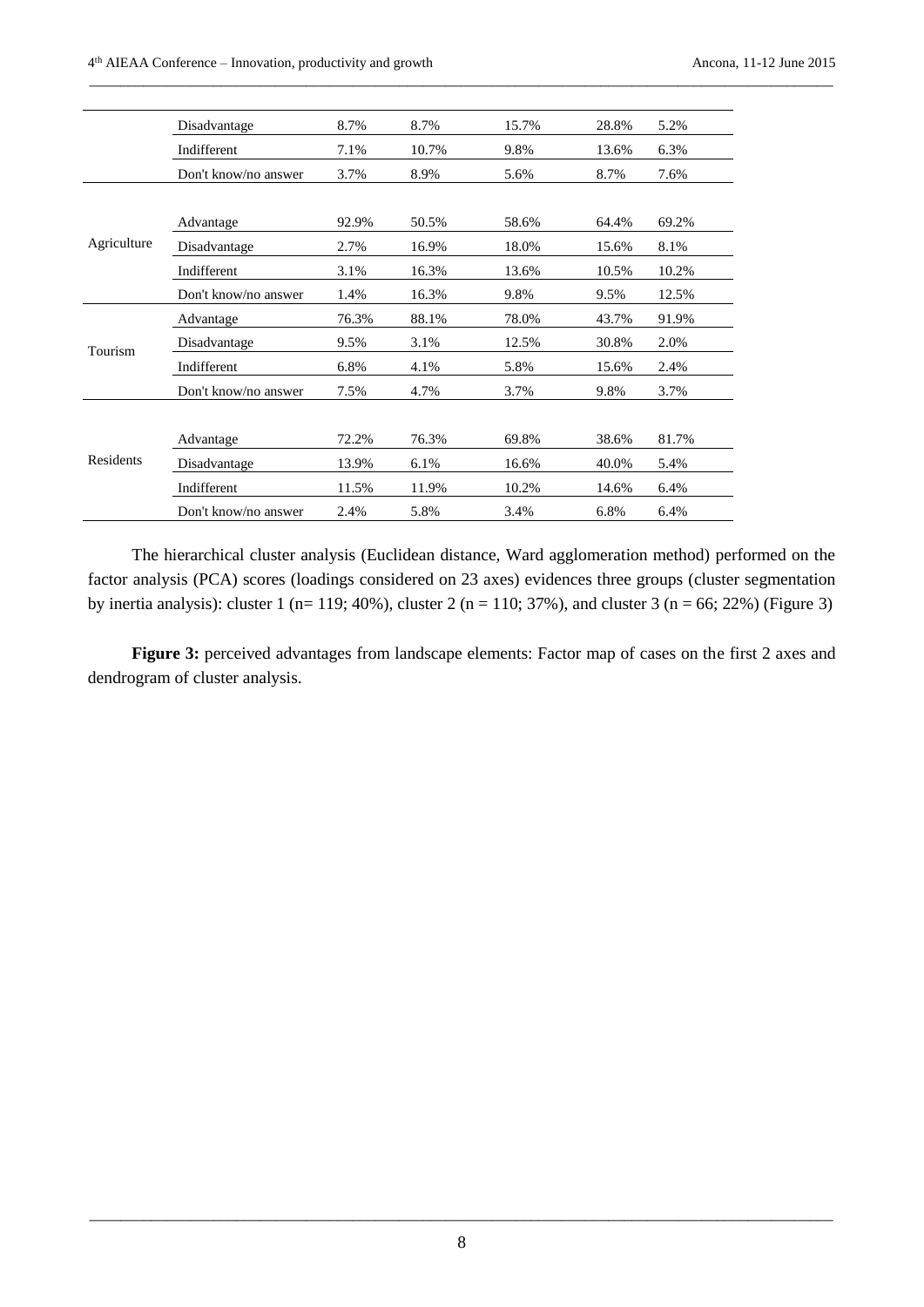| | | | | | | |
|---|---|---|---|---|---|---|
| | Disadvantage | 8.7% | 8.7% | 15.7% | 28.8% | 5.2% |
| | Indifferent | 7.1% | 10.7% | 9.8% | 13.6% | 6.3% |
| | Don't know/no answer | 3.7% | 8.9% | 5.6% | 8.7% | 7.6% |
| Agriculture | Advantage | 92.9% | 50.5% | 58.6% | 64.4% | 69.2% |
| | Disadvantage | 2.7% | 16.9% | 18.0% | 15.6% | 8.1% |
| | Indifferent | 3.1% | 16.3% | 13.6% | 10.5% | 10.2% |
| | Don't know/no answer | 1.4% | 16.3% | 9.8% | 9.5% | 12.5% |
| Tourism | Advantage | 76.3% | 88.1% | 78.0% | 43.7% | 91.9% |
| | Disadvantage | 9.5% | 3.1% | 12.5% | 30.8% | 2.0% |
| | Indifferent | 6.8% | 4.1% | 5.8% | 15.6% | 2.4% |
| | Don't know/no answer | 7.5% | 4.7% | 3.7% | 9.8% | 3.7% |
| Residents | Advantage | 72.2% | 76.3% | 69.8% | 38.6% | 81.7% |
| | Disadvantage | 13.9% | 6.1% | 16.6% | 40.0% | 5.4% |
| | Indifferent | 11.5% | 11.9% | 10.2% | 14.6% | 6.4% |
| | Don't know/no answer | 2.4% | 5.8% | 3.4% | 6.8% | 6.4% |

The hierarchical cluster analysis (Euclidean distance, Ward agglomeration method) performed on the factor analysis (PCA) scores (loadings considered on 23 axes) evidences three groups (cluster segmentation by inertia analysis): cluster 1 (n= 119; 40%), cluster 2 (n = 110; 37%), and cluster 3 (n = 66; 22%) (Figure 3)

**Figure 3:** perceived advantages from landscape elements: Factor map of cases on the first 2 axes and dendrogram of cluster analysis.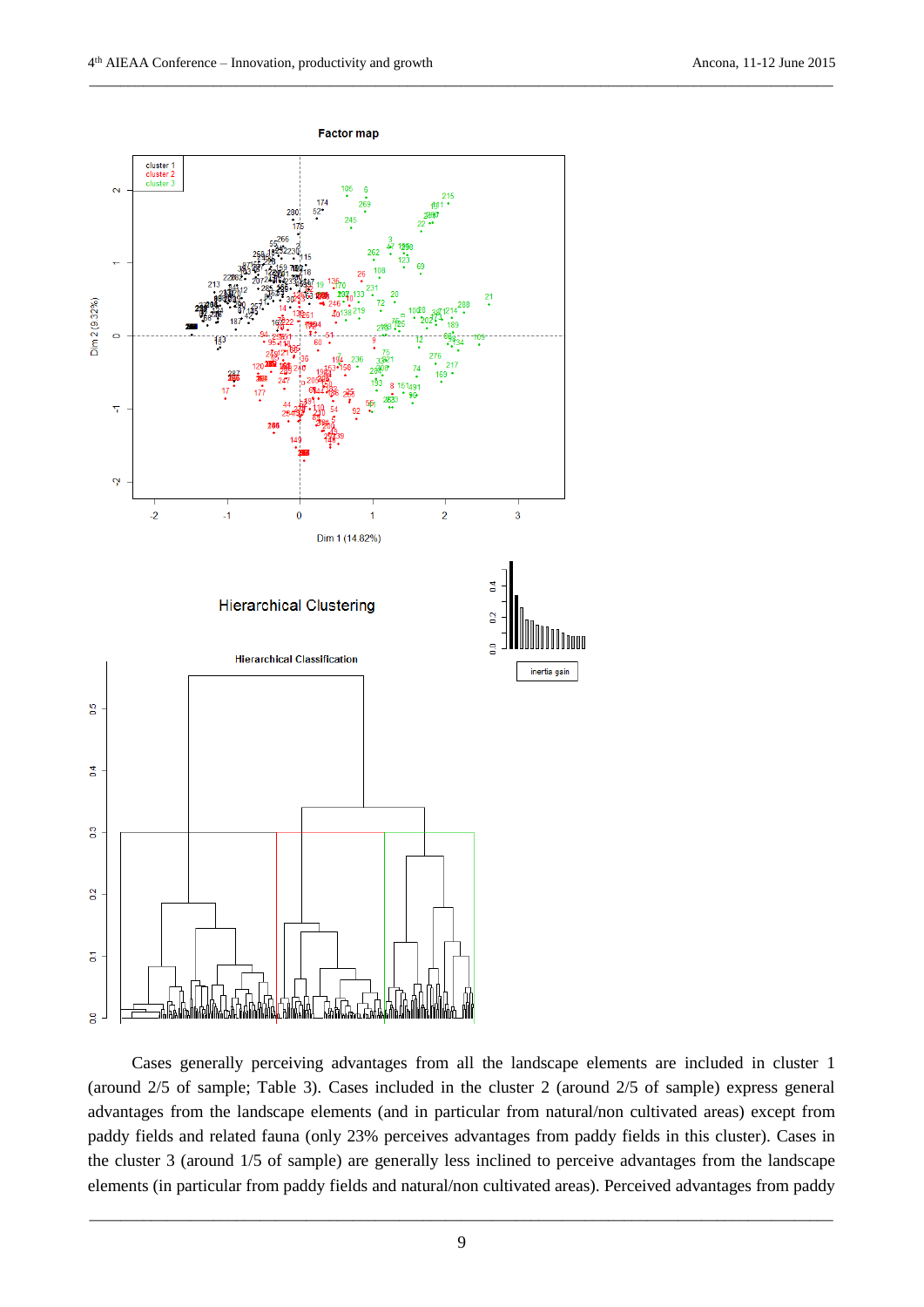Cases generally perceiving advantages from all the landscape elements are included in cluster 1 (around 2/5 of sample; Table 3). Cases included in the cluster 2 (around 2/5 of sample) express general advantages from the landscape elements (and in particular from natural/non cultivated areas) except from paddy fields and related fauna (only 23% perceives advantages from paddy fields in this cluster). Cases in the cluster 3 (around 1/5 of sample) are generally less inclined to perceive advantages from the landscape elements (in particular from paddy fields and natural/non cultivated areas). Perceived advantages from paddy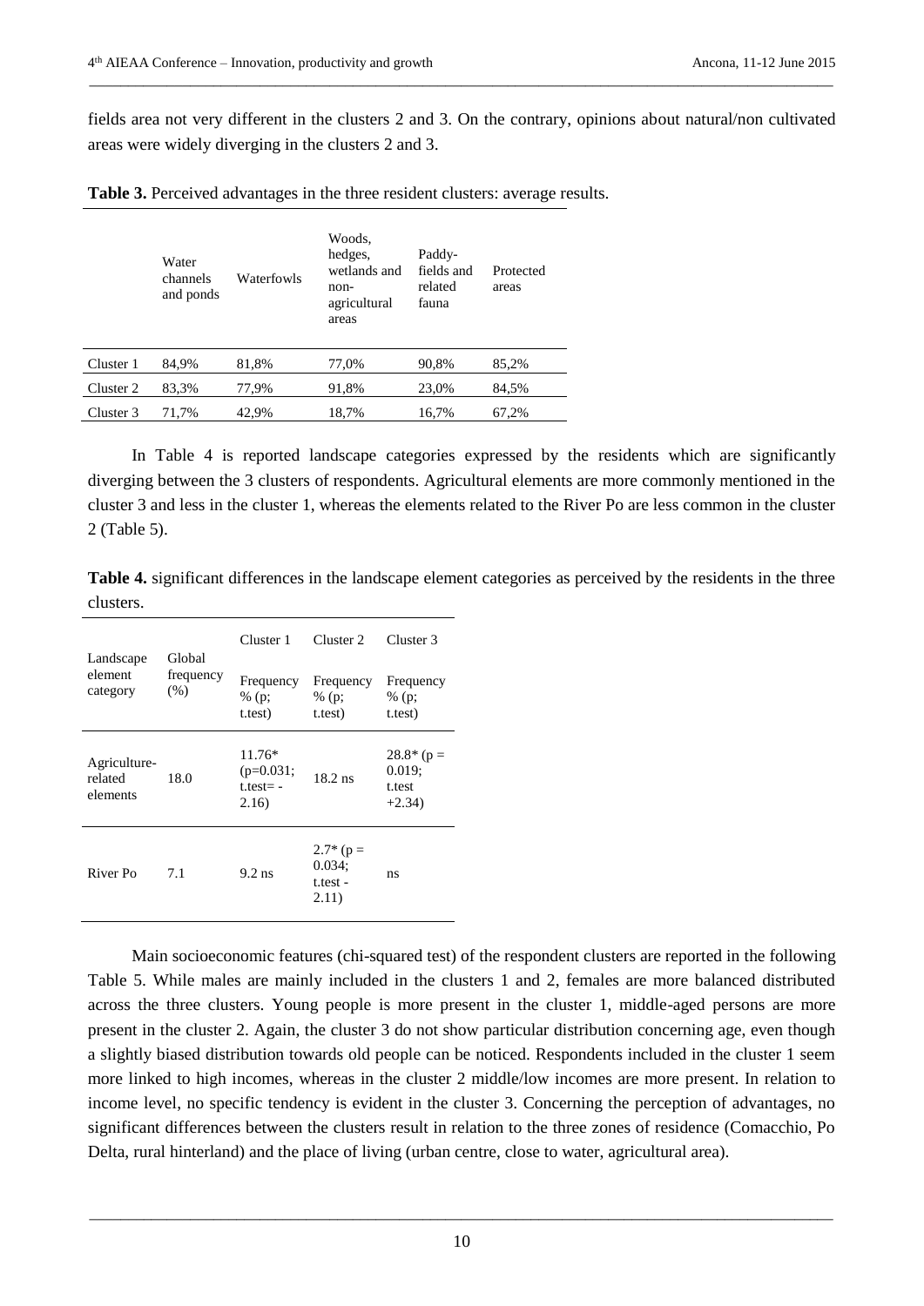fields area not very different in the clusters 2 and 3. On the contrary, opinions about natural/non cultivated areas were widely diverging in the clusters 2 and 3.

**Table 3.** Perceived advantages in the three resident clusters: average results.

| | Water channels and ponds | Waterfowls | Woods, hedges, wetlands and non-agricultural areas | Paddy-fields and related fauna | Protected areas |
|---|---|---|---|---|---|
| Cluster 1 | 84,9% | 81,8% | 77,0% | 90,8% | 85,2% |
| Cluster 2 | 83,3% | 77,9% | 91,8% | 23,0% | 84,5% |
| Cluster 3 | 71,7% | 42,9% | 18,7% | 16,7% | 67,2% |

In Table 4 is reported landscape categories expressed by the residents which are significantly diverging between the 3 clusters of respondents. Agricultural elements are more commonly mentioned in the cluster 3 and less in the cluster 1, whereas the elements related to the River Po are less common in the cluster 2 (Table 5).

**Table 4.** significant differences in the landscape element categories as perceived by the residents in the three clusters.

| Landscape element category | Global frequency (%) | Cluster 1 | Cluster 2 | Cluster 3 |
|---|---|---|---|---|
| | | Frequency % (p; t.test) | Frequency % (p; t.test) | Frequency % (p; t.test) |
| Agriculture-related elements | 18.0 | 11.76* (p=0.031; t.test= -2.16) | 18.2 ns | 28.8* (p = 0.019; t.test +2.34) |
| River Po | 7.1 | 9.2 ns | 2.7* (p = 0.034; t.test -2.11) | ns |

Main socioeconomic features (chi-squared test) of the respondent clusters are reported in the following Table 5. While males are mainly included in the clusters 1 and 2, females are more balanced distributed across the three clusters. Young people is more present in the cluster 1, middle-aged persons are more present in the cluster 2. Again, the cluster 3 do not show particular distribution concerning age, even though a slightly biased distribution towards old people can be noticed. Respondents included in the cluster 1 seem more linked to high incomes, whereas in the cluster 2 middle/low incomes are more present. In relation to income level, no specific tendency is evident in the cluster 3. Concerning the perception of advantages, no significant differences between the clusters result in relation to the three zones of residence (Comacchio, Po Delta, rural hinterland) and the place of living (urban centre, close to water, agricultural area).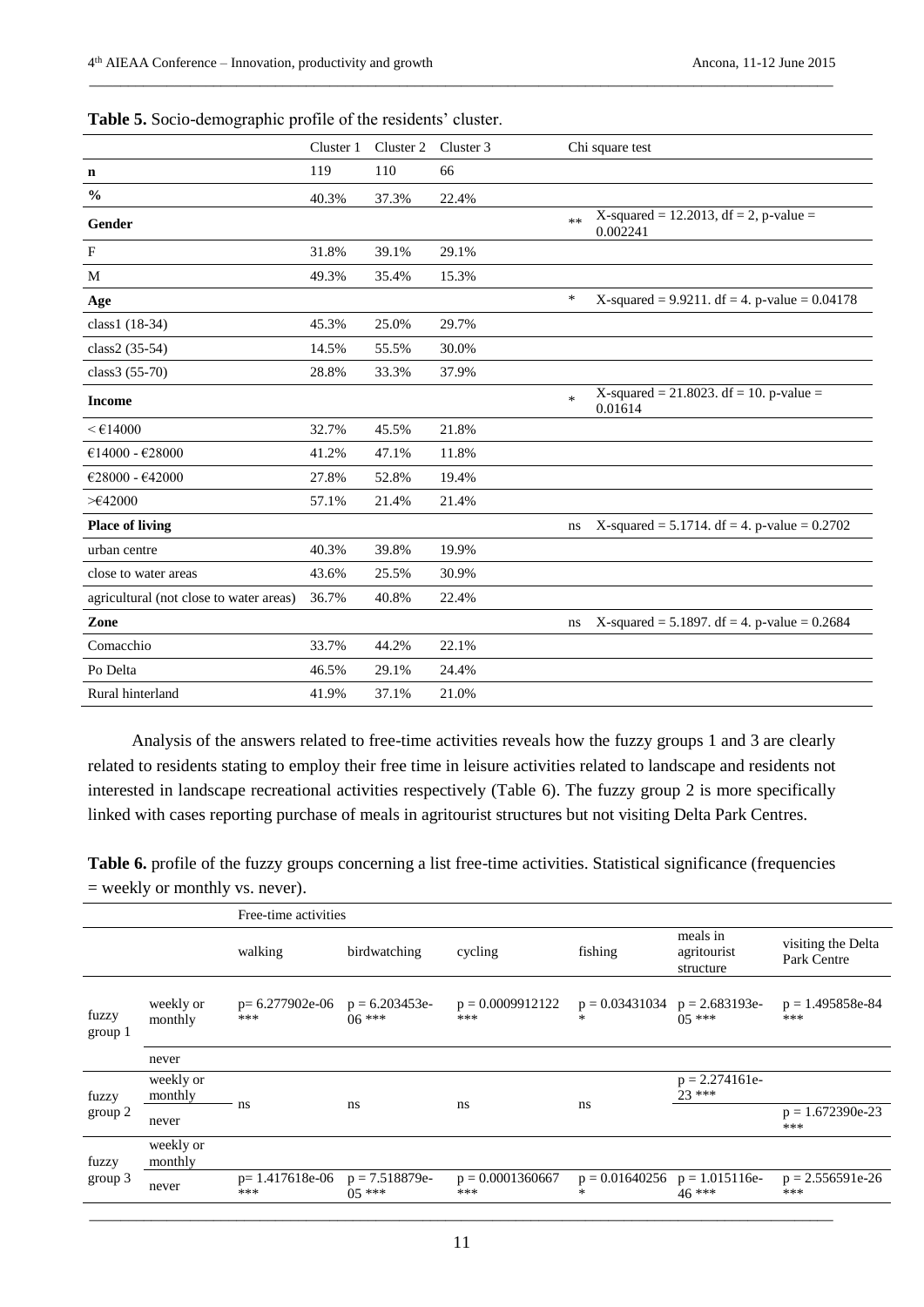**Table 5.** Socio-demographic profile of the residents' cluster.

| | Cluster 1 | Cluster 2 | Cluster 3 | | Chi square test |
|---|---|---|---|---|---|
| **n** | 119 | 110 | 66 | | |
| **%** | 40.3% | 37.3% | 22.4% | | |
| **Gender** | | | | ** | X-squared = 12.2013, df = 2, p-value = 0.002241 |
| F | 31.8% | 39.1% | 29.1% | | |
| M | 49.3% | 35.4% | 15.3% | | |
| **Age** | | | | * | X-squared = 9.9211. df = 4. p-value = 0.04178 |
| class1 (18-34) | 45.3% | 25.0% | 29.7% | | |
| class2 (35-54) | 14.5% | 55.5% | 30.0% | | |
| class3 (55-70) | 28.8% | 33.3% | 37.9% | | |
| **Income** | | | | * | X-squared = 21.8023. df = 10. p-value = 0.01614 |
| < €14000 | 32.7% | 45.5% | 21.8% | | |
| €14000 - €28000 | 41.2% | 47.1% | 11.8% | | |
| €28000 - €42000 | 27.8% | 52.8% | 19.4% | | |
| >€42000 | 57.1% | 21.4% | 21.4% | | |
| **Place of living** | | | | ns | X-squared = 5.1714. df = 4. p-value = 0.2702 |
| urban centre | 40.3% | 39.8% | 19.9% | | |
| close to water areas | 43.6% | 25.5% | 30.9% | | |
| agricultural (not close to water areas) | 36.7% | 40.8% | 22.4% | | |
| **Zone** | | | | ns | X-squared = 5.1897. df = 4. p-value = 0.2684 |
| Comacchio | 33.7% | 44.2% | 22.1% | | |
| Po Delta | 46.5% | 29.1% | 24.4% | | |
| Rural hinterland | 41.9% | 37.1% | 21.0% | | |

Analysis of the answers related to free-time activities reveals how the fuzzy groups 1 and 3 are clearly related to residents stating to employ their free time in leisure activities related to landscape and residents not interested in landscape recreational activities respectively (Table 6). The fuzzy group 2 is more specifically linked with cases reporting purchase of meals in agritourist structures but not visiting Delta Park Centres.

**Table 6.** profile of the fuzzy groups concerning a list free-time activities. Statistical significance (frequencies = weekly or monthly vs. never).

| | | Free-time activities | | | | | |
|---|---|---|---|---|---|---|---|
| | | walking | birdwatching | cycling | fishing | meals in agritourist structure | visiting the Delta Park Centre |
| fuzzy group 1 | weekly or monthly | p= 6.277902e-06 *** | p = 6.203453e-06 *** | p = 0.0009912122 *** | p = 0.03431034 * | p = 2.683193e-05 *** | p = 1.495858e-84 *** |
| | never | | | | | | |
| fuzzy group 2 | weekly or monthly | ns | ns | ns | ns | p = 2.274161e-23 *** | |
| | never | | | | | | p = 1.672390e-23 *** |
| fuzzy group 3 | weekly or monthly | | | | | | |
| | never | p= 1.417618e-06 *** | p = 7.518879e-05 *** | p = 0.0001360667 *** | p = 0.01640256 * | p = 1.015116e-46 *** | p = 2.556591e-26 *** |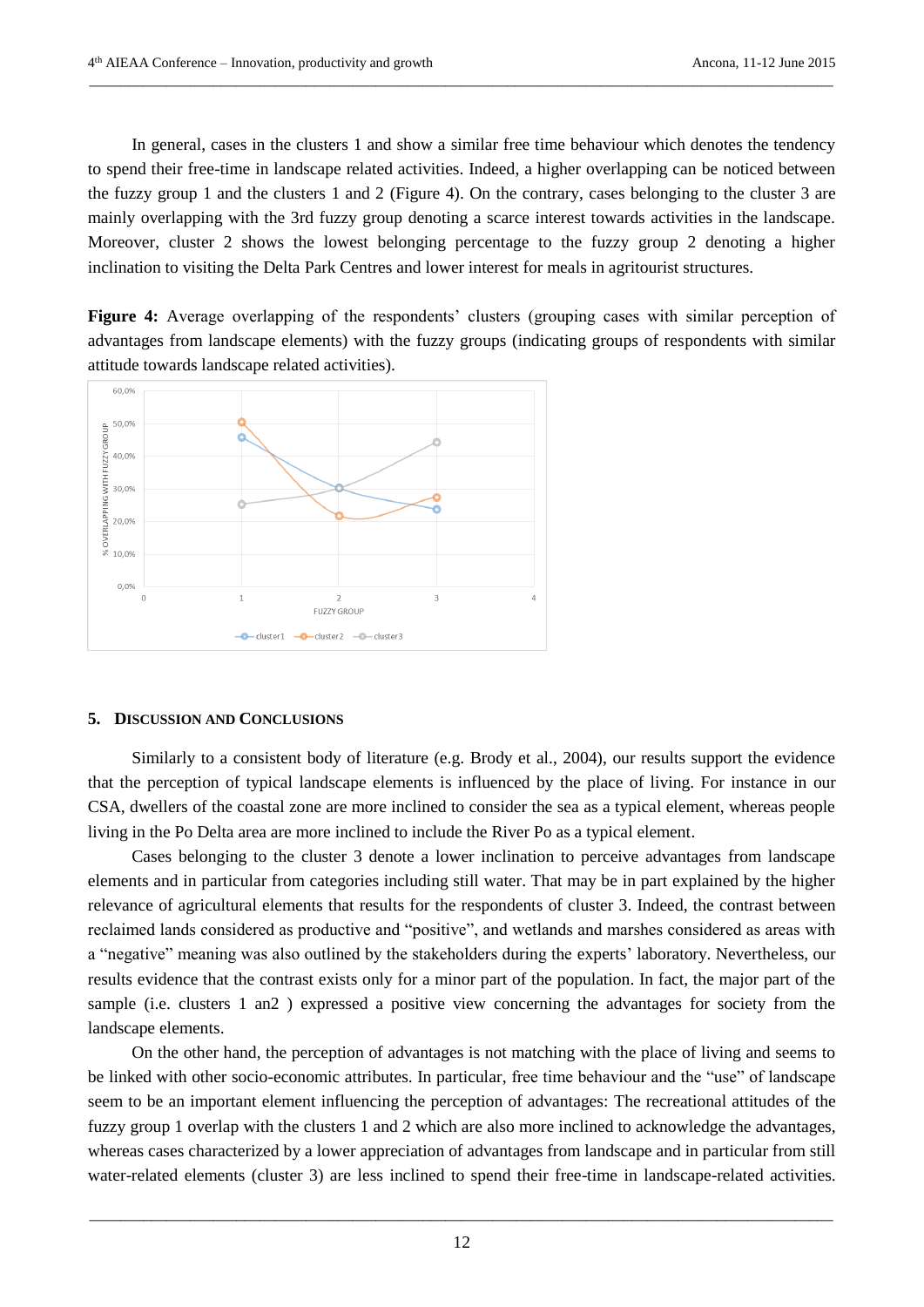In general, cases in the clusters 1 and show a similar free time behaviour which denotes the tendency to spend their free-time in landscape related activities. Indeed, a higher overlapping can be noticed between the fuzzy group 1 and the clusters 1 and 2 (Figure 4). On the contrary, cases belonging to the cluster 3 are mainly overlapping with the 3rd fuzzy group denoting a scarce interest towards activities in the landscape. Moreover, cluster 2 shows the lowest belonging percentage to the fuzzy group 2 denoting a higher inclination to visiting the Delta Park Centres and lower interest for meals in agritourist structures.

**Figure 4:** Average overlapping of the respondents' clusters (grouping cases with similar perception of advantages from landscape elements) with the fuzzy groups (indicating groups of respondents with similar attitude towards landscape related activities).

## 5. Discussion and Conclusions

Similarly to a consistent body of literature (e.g. Brody et al., 2004), our results support the evidence that the perception of typical landscape elements is influenced by the place of living. For instance in our CSA, dwellers of the coastal zone are more inclined to consider the sea as a typical element, whereas people living in the Po Delta area are more inclined to include the River Po as a typical element.

Cases belonging to the cluster 3 denote a lower inclination to perceive advantages from landscape elements and in particular from categories including still water. That may be in part explained by the higher relevance of agricultural elements that results for the respondents of cluster 3. Indeed, the contrast between reclaimed lands considered as productive and "positive", and wetlands and marshes considered as areas with a "negative" meaning was also outlined by the stakeholders during the experts' laboratory. Nevertheless, our results evidence that the contrast exists only for a minor part of the population. In fact, the major part of the sample (i.e. clusters 1 an2 ) expressed a positive view concerning the advantages for society from the landscape elements.

On the other hand, the perception of advantages is not matching with the place of living and seems to be linked with other socio-economic attributes. In particular, free time behaviour and the "use" of landscape seem to be an important element influencing the perception of advantages: The recreational attitudes of the fuzzy group 1 overlap with the clusters 1 and 2 which are also more inclined to acknowledge the advantages, whereas cases characterized by a lower appreciation of advantages from landscape and in particular from still water-related elements (cluster 3) are less inclined to spend their free-time in landscape-related activities.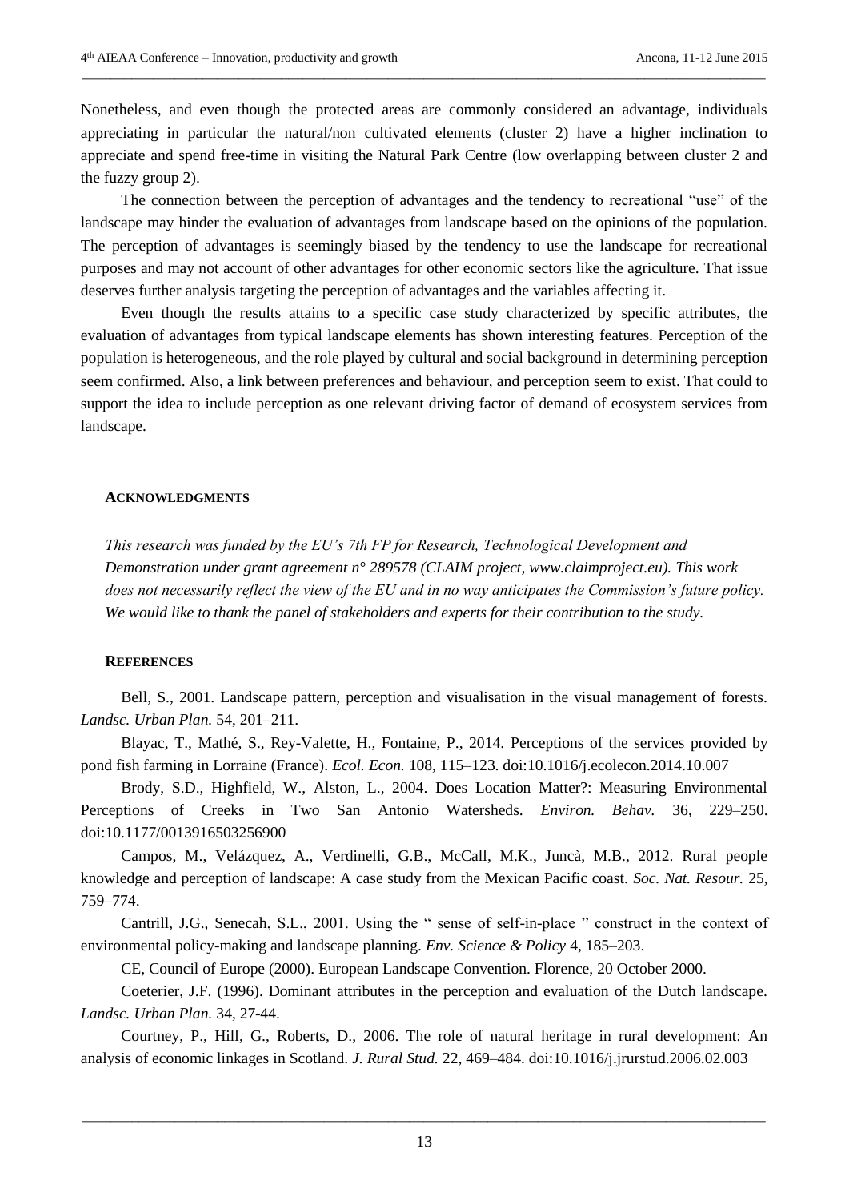Nonetheless, and even though the protected areas are commonly considered an advantage, individuals appreciating in particular the natural/non cultivated elements (cluster 2) have a higher inclination to appreciate and spend free-time in visiting the Natural Park Centre (low overlapping between cluster 2 and the fuzzy group 2).

The connection between the perception of advantages and the tendency to recreational "use" of the landscape may hinder the evaluation of advantages from landscape based on the opinions of the population. The perception of advantages is seemingly biased by the tendency to use the landscape for recreational purposes and may not account of other advantages for other economic sectors like the agriculture. That issue deserves further analysis targeting the perception of advantages and the variables affecting it.

Even though the results attains to a specific case study characterized by specific attributes, the evaluation of advantages from typical landscape elements has shown interesting features. Perception of the population is heterogeneous, and the role played by cultural and social background in determining perception seem confirmed. Also, a link between preferences and behaviour, and perception seem to exist. That could to support the idea to include perception as one relevant driving factor of demand of ecosystem services from landscape.

## ACKNOWLEDGMENTS

*This research was funded by the EU's 7th FP for Research, Technological Development and Demonstration under grant agreement n° 289578 (CLAIM project, www.claimproject.eu). This work does not necessarily reflect the view of the EU and in no way anticipates the Commission's future policy. We would like to thank the panel of stakeholders and experts for their contribution to the study.*

## REFERENCES

Bell, S., 2001. Landscape pattern, perception and visualisation in the visual management of forests. *Landsc. Urban Plan.* 54, 201–211.

Blayac, T., Mathé, S., Rey-Valette, H., Fontaine, P., 2014. Perceptions of the services provided by pond fish farming in Lorraine (France). *Ecol. Econ.* 108, 115–123. doi:10.1016/j.ecolecon.2014.10.007

Brody, S.D., Highfield, W., Alston, L., 2004. Does Location Matter?: Measuring Environmental Perceptions of Creeks in Two San Antonio Watersheds. *Environ. Behav.* 36, 229–250. doi:10.1177/0013916503256900

Campos, M., Velázquez, A., Verdinelli, G.B., McCall, M.K., Juncà, M.B., 2012. Rural people knowledge and perception of landscape: A case study from the Mexican Pacific coast. *Soc. Nat. Resour.* 25, 759–774.

Cantrill, J.G., Senecah, S.L., 2001. Using the " sense of self-in-place " construct in the context of environmental policy-making and landscape planning. *Env. Science & Policy* 4, 185–203.

CE, Council of Europe (2000). European Landscape Convention. Florence, 20 October 2000.

Coeterier, J.F. (1996). Dominant attributes in the perception and evaluation of the Dutch landscape. *Landsc. Urban Plan.* 34, 27-44.

Courtney, P., Hill, G., Roberts, D., 2006. The role of natural heritage in rural development: An analysis of economic linkages in Scotland. *J. Rural Stud.* 22, 469–484. doi:10.1016/j.jrurstud.2006.02.003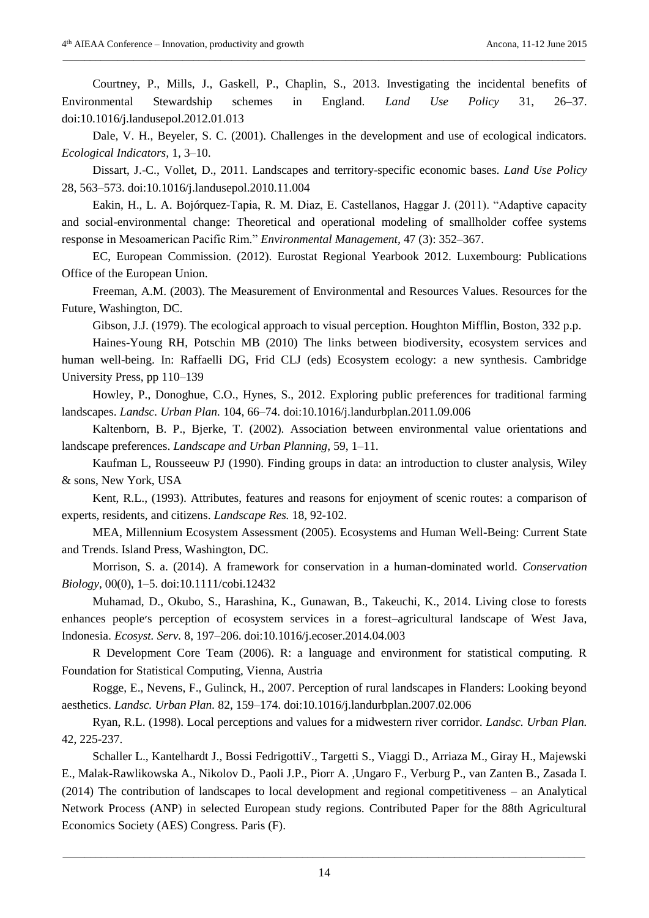Courtney, P., Mills, J., Gaskell, P., Chaplin, S., 2013. Investigating the incidental benefits of Environmental Stewardship schemes in England. *Land Use Policy* 31, 26–37. doi:10.1016/j.landusepol.2012.01.013

Dale, V. H., Beyeler, S. C. (2001). Challenges in the development and use of ecological indicators. *Ecological Indicators,* 1, 3–10.

Dissart, J.-C., Vollet, D., 2011. Landscapes and territory-specific economic bases. *Land Use Policy* 28, 563–573. doi:10.1016/j.landusepol.2010.11.004

Eakin, H., L. A. Bojórquez-Tapia, R. M. Diaz, E. Castellanos, Haggar J. (2011). "Adaptive capacity and social-environmental change: Theoretical and operational modeling of smallholder coffee systems response in Mesoamerican Pacific Rim." *Environmental Management,* 47 (3): 352–367.

EC, European Commission. (2012). Eurostat Regional Yearbook 2012. Luxembourg: Publications Office of the European Union.

Freeman, A.M. (2003). The Measurement of Environmental and Resources Values. Resources for the Future, Washington, DC.

Gibson, J.J. (1979). The ecological approach to visual perception. Houghton Mifflin, Boston, 332 p.p.

Haines-Young RH, Potschin MB (2010) The links between biodiversity, ecosystem services and human well-being. In: Raffaelli DG, Frid CLJ (eds) Ecosystem ecology: a new synthesis. Cambridge University Press, pp 110–139

Howley, P., Donoghue, C.O., Hynes, S., 2012. Exploring public preferences for traditional farming landscapes. *Landsc. Urban Plan.* 104, 66–74. doi:10.1016/j.landurbplan.2011.09.006

Kaltenborn, B. P., Bjerke, T. (2002). Association between environmental value orientations and landscape preferences. *Landscape and Urban Planning*, 59, 1–11.

Kaufman L, Rousseeuw PJ (1990). Finding groups in data: an introduction to cluster analysis, Wiley & sons, New York, USA

Kent, R.L., (1993). Attributes, features and reasons for enjoyment of scenic routes: a comparison of experts, residents, and citizens. *Landscape Res.* 18, 92-102.

MEA, Millennium Ecosystem Assessment (2005). Ecosystems and Human Well-Being: Current State and Trends. Island Press, Washington, DC.

Morrison, S. a. (2014). A framework for conservation in a human-dominated world. *Conservation Biology,* 00(0), 1–5. doi:10.1111/cobi.12432

Muhamad, D., Okubo, S., Harashina, K., Gunawan, B., Takeuchi, K., 2014. Living close to forests enhances people's perception of ecosystem services in a forest–agricultural landscape of West Java, Indonesia. *Ecosyst. Serv.* 8, 197–206. doi:10.1016/j.ecoser.2014.04.003

R Development Core Team (2006). R: a language and environment for statistical computing. R Foundation for Statistical Computing, Vienna, Austria

Rogge, E., Nevens, F., Gulinck, H., 2007. Perception of rural landscapes in Flanders: Looking beyond aesthetics. *Landsc. Urban Plan.* 82, 159–174. doi:10.1016/j.landurbplan.2007.02.006

Ryan, R.L. (1998). Local perceptions and values for a midwestern river corridor. *Landsc. Urban Plan.* 42, 225-237.

Schaller L., Kantelhardt J., Bossi FedrigottiV., Targetti S., Viaggi D., Arriaza M., Giray H., Majewski E., Malak-Rawlikowska A., Nikolov D., Paoli J.P., Piorr A. ,Ungaro F., Verburg P., van Zanten B., Zasada I. (2014) The contribution of landscapes to local development and regional competitiveness – an Analytical Network Process (ANP) in selected European study regions. Contributed Paper for the 88th Agricultural Economics Society (AES) Congress. Paris (F).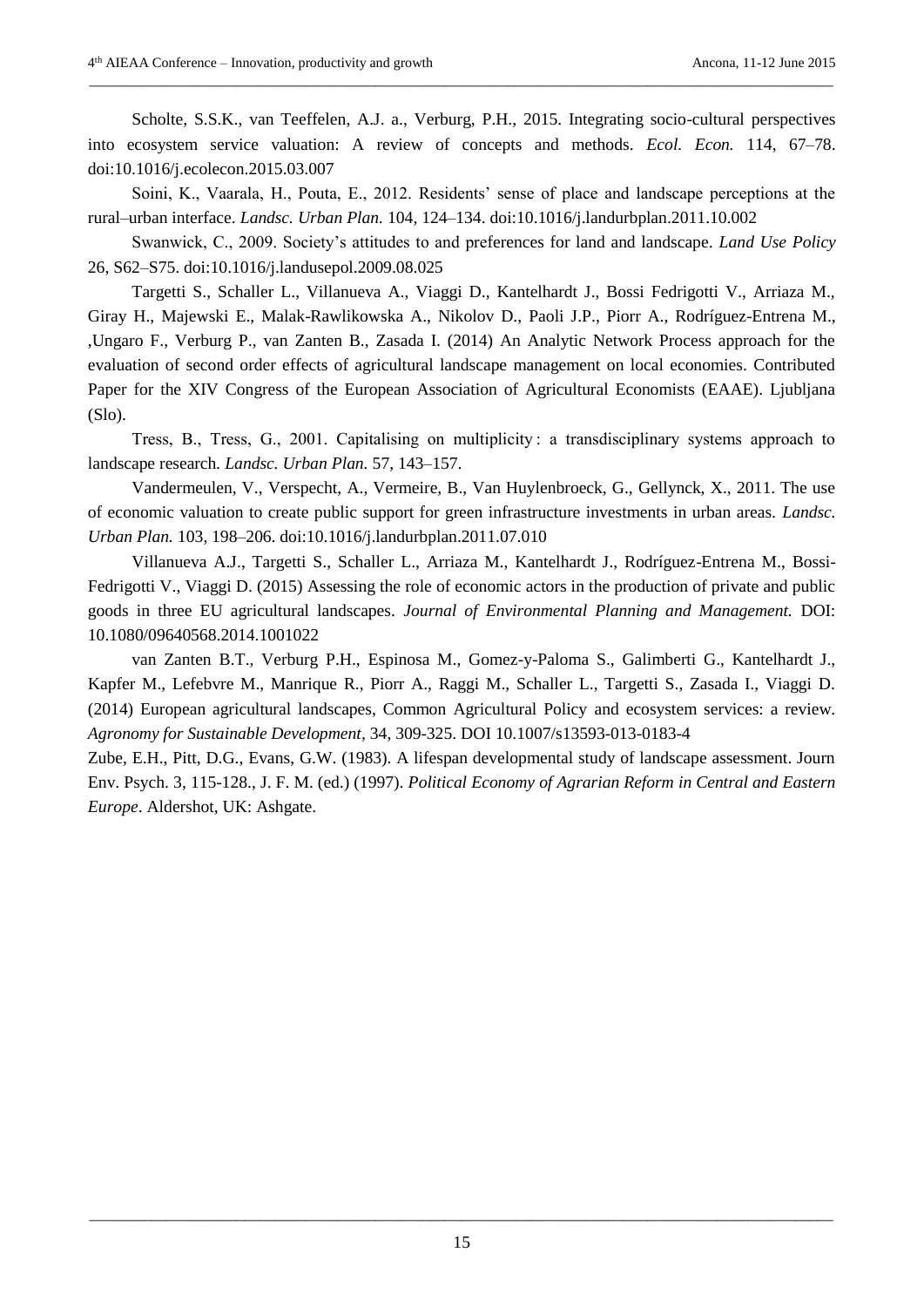Scholte, S.S.K., van Teeffelen, A.J. a., Verburg, P.H., 2015. Integrating socio-cultural perspectives into ecosystem service valuation: A review of concepts and methods. *Ecol. Econ.* 114, 67–78. doi:10.1016/j.ecolecon.2015.03.007

Soini, K., Vaarala, H., Pouta, E., 2012. Residents' sense of place and landscape perceptions at the rural–urban interface. *Landsc. Urban Plan.* 104, 124–134. doi:10.1016/j.landurbplan.2011.10.002

Swanwick, C., 2009. Society's attitudes to and preferences for land and landscape. *Land Use Policy* 26, S62–S75. doi:10.1016/j.landusepol.2009.08.025

Targetti S., Schaller L., Villanueva A., Viaggi D., Kantelhardt J., Bossi Fedrigotti V., Arriaza M., Giray H., Majewski E., Malak-Rawlikowska A., Nikolov D., Paoli J.P., Piorr A., Rodríguez-Entrena M., ,Ungaro F., Verburg P., van Zanten B., Zasada I. (2014) An Analytic Network Process approach for the evaluation of second order effects of agricultural landscape management on local economies. Contributed Paper for the XIV Congress of the European Association of Agricultural Economists (EAAE). Ljubljana (Slo).

Tress, B., Tress, G., 2001. Capitalising on multiplicity : a transdisciplinary systems approach to landscape research. *Landsc. Urban Plan.* 57, 143–157.

Vandermeulen, V., Verspecht, A., Vermeire, B., Van Huylenbroeck, G., Gellynck, X., 2011. The use of economic valuation to create public support for green infrastructure investments in urban areas. *Landsc. Urban Plan.* 103, 198–206. doi:10.1016/j.landurbplan.2011.07.010

Villanueva A.J., Targetti S., Schaller L., Arriaza M., Kantelhardt J., Rodríguez-Entrena M., Bossi-Fedrigotti V., Viaggi D. (2015) Assessing the role of economic actors in the production of private and public goods in three EU agricultural landscapes. *Journal of Environmental Planning and Management.* DOI: 10.1080/09640568.2014.1001022

van Zanten B.T., Verburg P.H., Espinosa M., Gomez-y-Paloma S., Galimberti G., Kantelhardt J., Kapfer M., Lefebvre M., Manrique R., Piorr A., Raggi M., Schaller L., Targetti S., Zasada I., Viaggi D. (2014) European agricultural landscapes, Common Agricultural Policy and ecosystem services: a review. *Agronomy for Sustainable Development*, 34, 309-325. DOI 10.1007/s13593-013-0183-4

Zube, E.H., Pitt, D.G., Evans, G.W. (1983). A lifespan developmental study of landscape assessment. Journ Env. Psych. 3, 115-128., J. F. M. (ed.) (1997). *Political Economy of Agrarian Reform in Central and Eastern Europe*. Aldershot, UK: Ashgate.